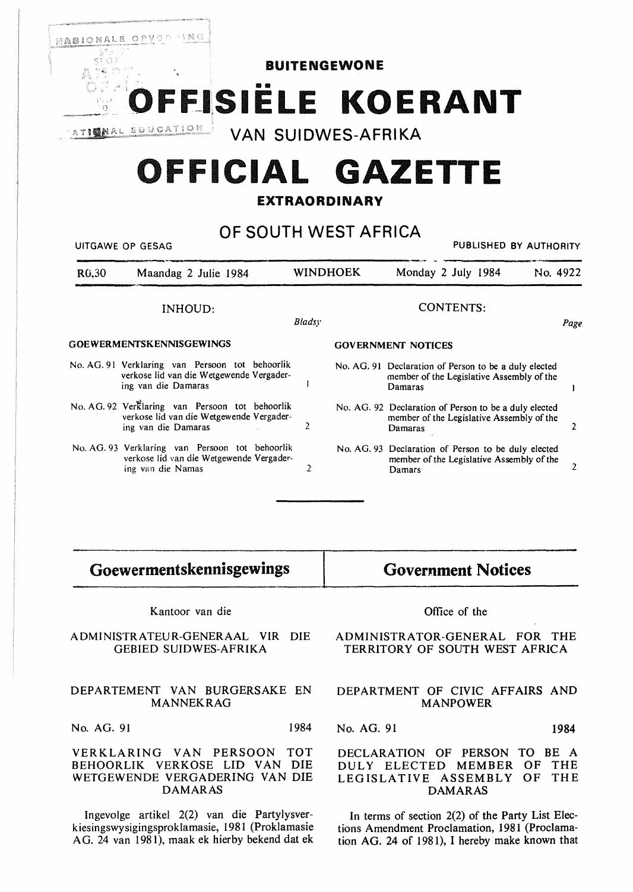**BUITENGEWONE**

# OFFISIËLE KOERANT

VAN SUIDWES-AFRIKA

# OFFICIAL GAZETTE

**EXTRAORDINARY**

## OF SOUTH WEST AFRICA

UITGAWE OP GESAG — PUBLISHED BY AUTHORITY

R0,30 — Maandag 2 Julie 1984 — WINDHOEK — Monday 2 July 1984 — No. 4922

INHOUD:

| | | Bladsy |
|---|---|---|
| **GOEWERMENTSKENNISGEWINGS** | | |
| No. AG. 91 | Verklaring van Persoon tot behoorlik verkose lid van die Wetgewende Vergadering van die Damaras | 1 |
| No. AG. 92 | Verklaring van Persoon tot behoorlik verkose lid van die Wetgewende Vergadering van die Damaras | 2 |
| No. AG. 93 | Verklaring van Persoon tot behoorlik verkose lid van die Wetgewende Vergadering van die Namas | 2 |

CONTENTS:

| | | Page |
|---|---|---|
| **GOVERNMENT NOTICES** | | |
| No. AG. 91 | Declaration of Person to be a duly elected member of the Legislative Assembly of the Damaras | 1 |
| No. AG. 92 | Declaration of Person to be a duly elected member of the Legislative Assembly of the Damaras | 2 |
| No. AG. 93 | Declaration of Person to be duly elected member of the Legislative Assembly of the Damars | 2 |

## Goewermentskennisgewings

Kantoor van die

ADMINISTRATEUR-GENERAAL VIR DIE GEBIED SUIDWES-AFRIKA

DEPARTEMENT VAN BURGERSAKE EN MANNEKRAG

No. AG. 91 — 1984

VERKLARING VAN PERSOON TOT BEHOORLIK VERKOSE LID VAN DIE WETGEWENDE VERGADERING VAN DIE DAMARAS

Ingevolge artikel 2(2) van die Partylysverkiesingswysigingsproklamasie, 1981 (Proklamasie AG. 24 van 1981), maak ek hierby bekend dat ek

## Government Notices

Office of the

ADMINISTRATOR-GENERAL FOR THE TERRITORY OF SOUTH WEST AFRICA

DEPARTMENT OF CIVIC AFFAIRS AND MANPOWER

No. AG. 91 — 1984

DECLARATION OF PERSON TO BE A DULY ELECTED MEMBER OF THE LEGISLATIVE ASSEMBLY OF THE DAMARAS

In terms of section 2(2) of the Party List Elections Amendment Proclamation, 1981 (Proclamation AG. 24 of 1981), I hereby make known that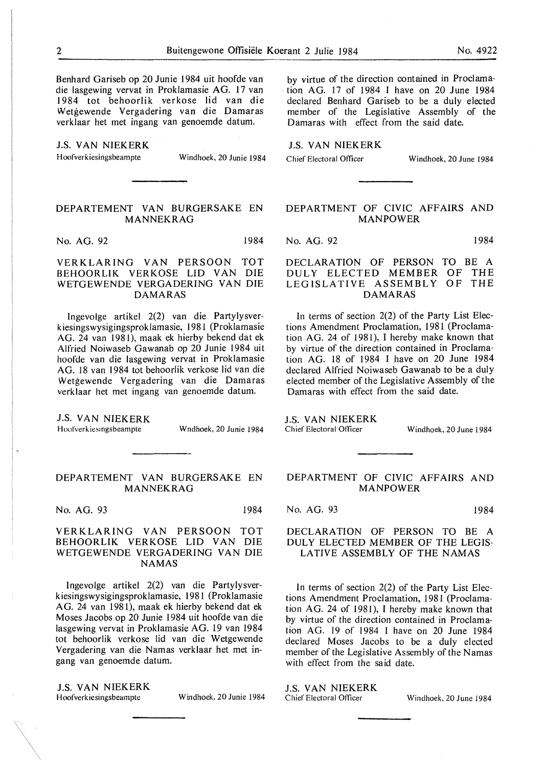Benhard Gariseb op 20 Junie 1984 uit hoofde van die lasgewing vervat in Proklamasie AG. 17 van 1984 tot behoorlik verkose lid van die Wetgewende Vergadering van die Damaras verklaar het met ingang van genoemde datum.

J.S. VAN NIEKERK
Hoofverkiesingsbeampte — Windhoek, 20 Junie 1984

by virtue of the direction contained in Proclamation AG. 17 of 1984 I have on 20 June 1984 declared Benhard Gariseb to be a duly elected member of the Legislative Assembly of the Damaras with effect from the said date.

J.S. VAN NIEKERK
Chief Electoral Officer — Windhoek, 20 June 1984

## DEPARTEMENT VAN BURGERSAKE EN MANNEKRAG

No. AG. 92 — 1984

### VERKLARING VAN PERSOON TOT BEHOORLIK VERKOSE LID VAN DIE WETGEWENDE VERGADERING VAN DIE DAMARAS

Ingevolge artikel 2(2) van die Partylysverkiesingswysigingsproklamasie, 1981 (Proklamasie AG. 24 van 1981), maak ek hierby bekend dat ek Alfried Noiwaseb Gawanab op 20 Junie 1984 uit hoofde van die lasgewing vervat in Proklamasie AG. 18 van 1984 tot behoorlik verkose lid van die Wetgewende Vergadering van die Damaras verklaar het met ingang van genoemde datum.

J.S. VAN NIEKERK
Hoofverkiesingsbeampte — Wndhoek, 20 Junie 1984

## DEPARTMENT OF CIVIC AFFAIRS AND MANPOWER

No. AG. 92 — 1984

### DECLARATION OF PERSON TO BE A DULY ELECTED MEMBER OF THE LEGISLATIVE ASSEMBLY OF THE DAMARAS

In terms of section 2(2) of the Party List Elections Amendment Proclamation, 1981 (Proclamation AG. 24 of 1981), I hereby make known that by virtue of the direction contained in Proclamation AG. 18 of 1984 I have on 20 June 1984 declared Alfried Noiwaseb Gawanab to be a duly elected member of the Legislative Assembly of the Damaras with effect from the said date.

J.S. VAN NIEKERK
Chief Electoral Officer — Windhoek, 20 June 1984

## DEPARTEMENT VAN BURGERSAKE EN MANNEKRAG

No. AG. 93 — 1984

### VERKLARING VAN PERSOON TOT BEHOORLIK VERKOSE LID VAN DIE WETGEWENDE VERGADERING VAN DIE NAMAS

Ingevolge artikel 2(2) van die Partylysverkiesingswysigingsproklamasie, 1981 (Proklamasie AG. 24 van 1981), maak ek hierby bekend dat ek Moses Jacobs op 20 Junie 1984 uit hoofde van die lasgewing vervat in Proklamasie AG. 19 van 1984 tot behoorlik verkose lid van die Wetgewende Vergadering van die Namas verklaar het met ingang van genoemde datum.

J.S. VAN NIEKERK
Hoofverkiesingsbeampte — Windhoek, 20 Junie 1984

## DEPARTMENT OF CIVIC AFFAIRS AND MANPOWER

No. AG. 93 — 1984

### DECLARATION OF PERSON TO BE A DULY ELECTED MEMBER OF THE LEGISLATIVE ASSEMBLY OF THE NAMAS

In terms of section 2(2) of the Party List Elections Amendment Proclamation, 1981 (Proclamation AG. 24 of 1981), I hereby make known that by virtue of the direction contained in Proclamation AG. 19 of 1984 I have on 20 June 1984 declared Moses Jacobs to be a duly elected member of the Legislative Assembly of the Namas with effect from the said date.

J.S. VAN NIEKERK
Chief Electoral Officer — Windhoek, 20 June 1984